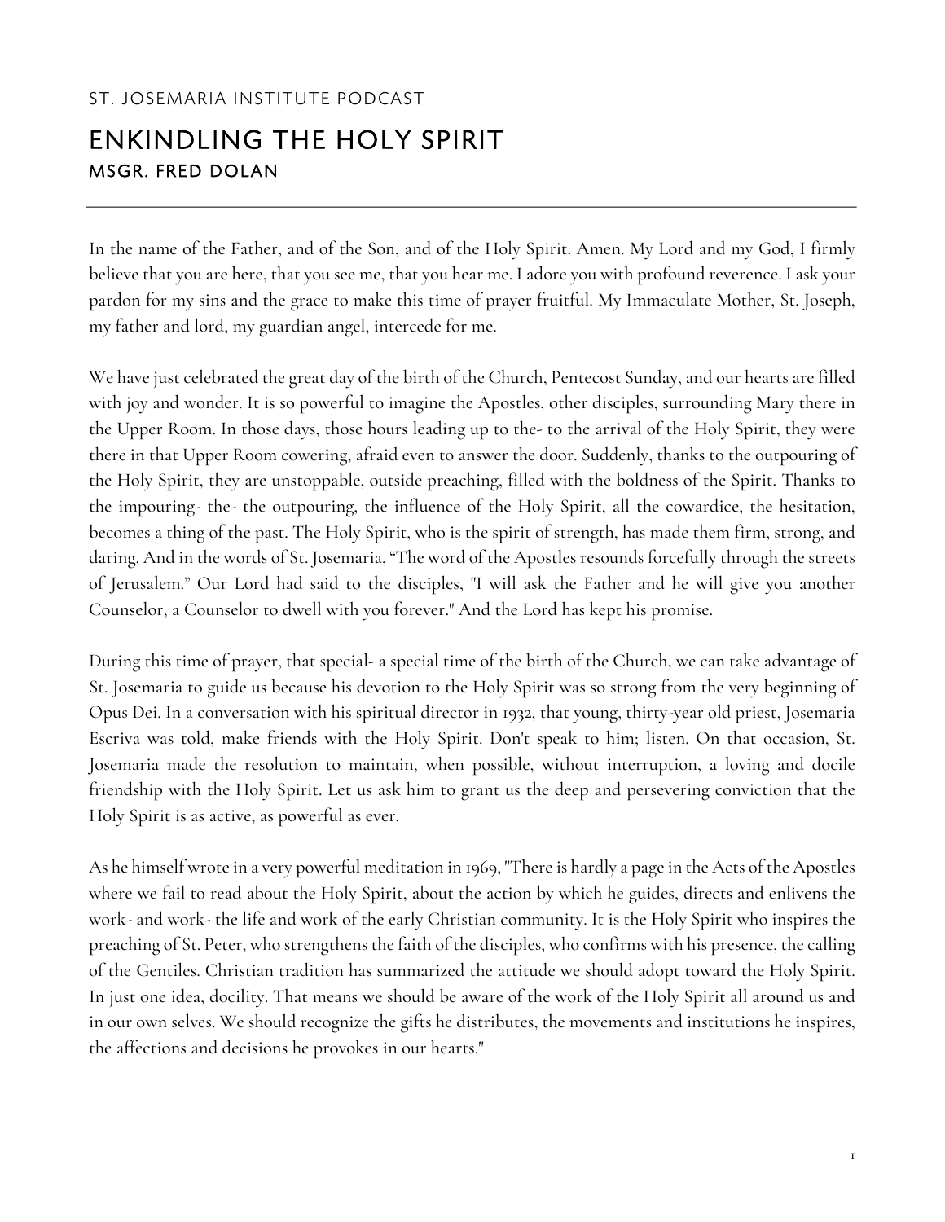ST. JOSEMARIA INSTITUTE PODCAST

# ENKINDLING THE HOLY SPIRIT

### MSGR. FRED DOLAN

---

In the name of the Father, and of the Son, and of the Holy Spirit. Amen. My Lord and my God, I firmly believe that you are here, that you see me, that you hear me. I adore you with profound reverence. I ask your pardon for my sins and the grace to make this time of prayer fruitful. My Immaculate Mother, St. Joseph, my father and lord, my guardian angel, intercede for me.

We have just celebrated the great day of the birth of the Church, Pentecost Sunday, and our hearts are filled with joy and wonder. It is so powerful to imagine the Apostles, other disciples, surrounding Mary there in the Upper Room. In those days, those hours leading up to the- to the arrival of the Holy Spirit, they were there in that Upper Room cowering, afraid even to answer the door. Suddenly, thanks to the outpouring of the Holy Spirit, they are unstoppable, outside preaching, filled with the boldness of the Spirit. Thanks to the impouring- the- the outpouring, the influence of the Holy Spirit, all the cowardice, the hesitation, becomes a thing of the past. The Holy Spirit, who is the spirit of strength, has made them firm, strong, and daring. And in the words of St. Josemaria, "The word of the Apostles resounds forcefully through the streets of Jerusalem." Our Lord had said to the disciples, "I will ask the Father and he will give you another Counselor, a Counselor to dwell with you forever." And the Lord has kept his promise.

During this time of prayer, that special- a special time of the birth of the Church, we can take advantage of St. Josemaria to guide us because his devotion to the Holy Spirit was so strong from the very beginning of Opus Dei. In a conversation with his spiritual director in 1932, that young, thirty-year old priest, Josemaria Escriva was told, make friends with the Holy Spirit. Don't speak to him; listen. On that occasion, St. Josemaria made the resolution to maintain, when possible, without interruption, a loving and docile friendship with the Holy Spirit. Let us ask him to grant us the deep and persevering conviction that the Holy Spirit is as active, as powerful as ever.

As he himself wrote in a very powerful meditation in 1969, "There is hardly a page in the Acts of the Apostles where we fail to read about the Holy Spirit, about the action by which he guides, directs and enlivens the work- and work- the life and work of the early Christian community. It is the Holy Spirit who inspires the preaching of St. Peter, who strengthens the faith of the disciples, who confirms with his presence, the calling of the Gentiles. Christian tradition has summarized the attitude we should adopt toward the Holy Spirit. In just one idea, docility. That means we should be aware of the work of the Holy Spirit all around us and in our own selves. We should recognize the gifts he distributes, the movements and institutions he inspires, the affections and decisions he provokes in our hearts."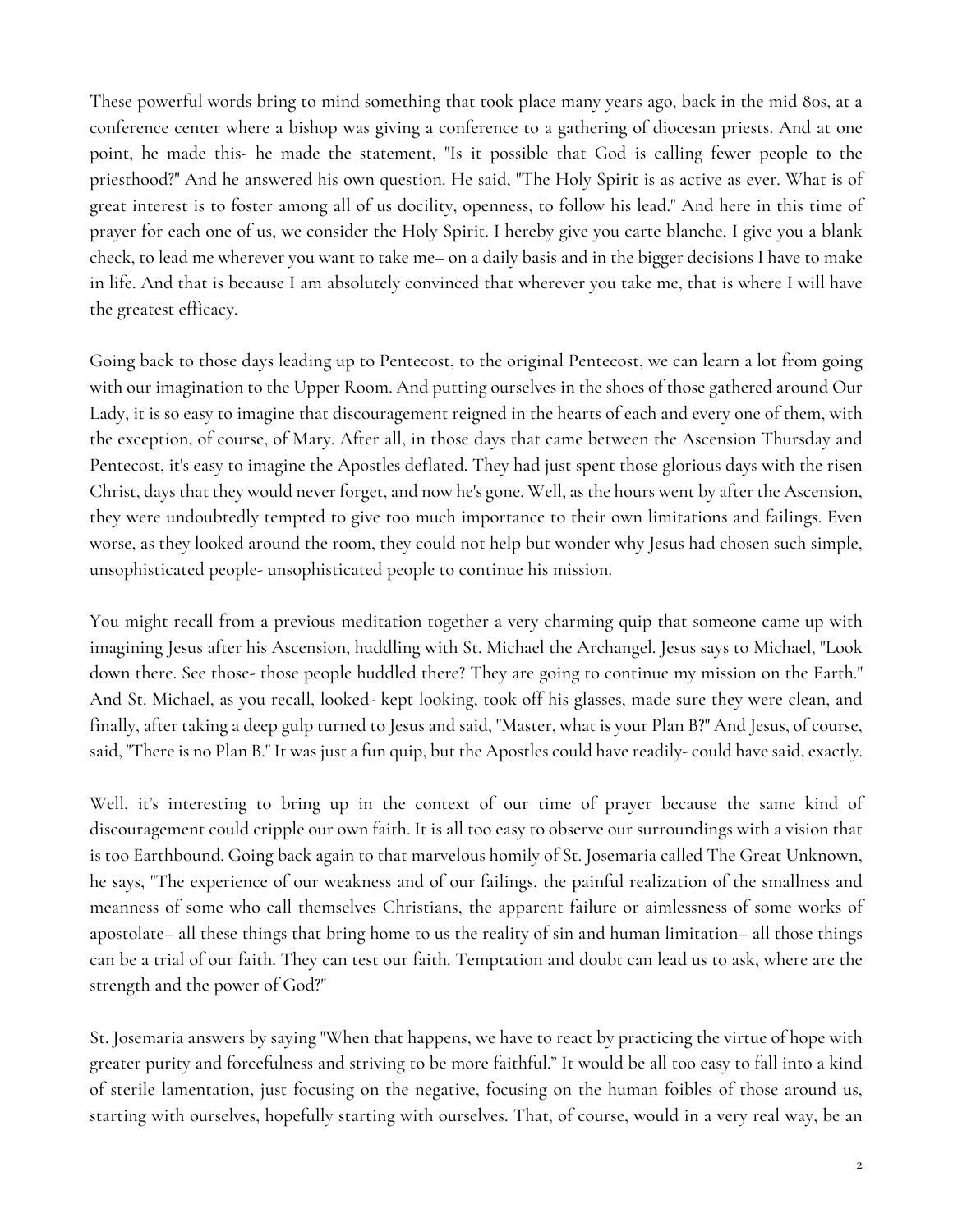These powerful words bring to mind something that took place many years ago, back in the mid 80s, at a conference center where a bishop was giving a conference to a gathering of diocesan priests. And at one point, he made this- he made the statement, "Is it possible that God is calling fewer people to the priesthood?" And he answered his own question. He said, "The Holy Spirit is as active as ever. What is of great interest is to foster among all of us docility, openness, to follow his lead." And here in this time of prayer for each one of us, we consider the Holy Spirit. I hereby give you carte blanche, I give you a blank check, to lead me wherever you want to take me– on a daily basis and in the bigger decisions I have to make in life. And that is because I am absolutely convinced that wherever you take me, that is where I will have the greatest efficacy.

Going back to those days leading up to Pentecost, to the original Pentecost, we can learn a lot from going with our imagination to the Upper Room. And putting ourselves in the shoes of those gathered around Our Lady, it is so easy to imagine that discouragement reigned in the hearts of each and every one of them, with the exception, of course, of Mary. After all, in those days that came between the Ascension Thursday and Pentecost, it's easy to imagine the Apostles deflated. They had just spent those glorious days with the risen Christ, days that they would never forget, and now he's gone. Well, as the hours went by after the Ascension, they were undoubtedly tempted to give too much importance to their own limitations and failings. Even worse, as they looked around the room, they could not help but wonder why Jesus had chosen such simple, unsophisticated people- unsophisticated people to continue his mission.

You might recall from a previous meditation together a very charming quip that someone came up with imagining Jesus after his Ascension, huddling with St. Michael the Archangel. Jesus says to Michael, "Look down there. See those- those people huddled there? They are going to continue my mission on the Earth." And St. Michael, as you recall, looked- kept looking, took off his glasses, made sure they were clean, and finally, after taking a deep gulp turned to Jesus and said, "Master, what is your Plan B?" And Jesus, of course, said, "There is no Plan B." It was just a fun quip, but the Apostles could have readily- could have said, exactly.

Well, it's interesting to bring up in the context of our time of prayer because the same kind of discouragement could cripple our own faith. It is all too easy to observe our surroundings with a vision that is too Earthbound. Going back again to that marvelous homily of St. Josemaria called The Great Unknown, he says, "The experience of our weakness and of our failings, the painful realization of the smallness and meanness of some who call themselves Christians, the apparent failure or aimlessness of some works of apostolate– all these things that bring home to us the reality of sin and human limitation– all those things can be a trial of our faith. They can test our faith. Temptation and doubt can lead us to ask, where are the strength and the power of God?"

St. Josemaria answers by saying "When that happens, we have to react by practicing the virtue of hope with greater purity and forcefulness and striving to be more faithful." It would be all too easy to fall into a kind of sterile lamentation, just focusing on the negative, focusing on the human foibles of those around us, starting with ourselves, hopefully starting with ourselves. That, of course, would in a very real way, be an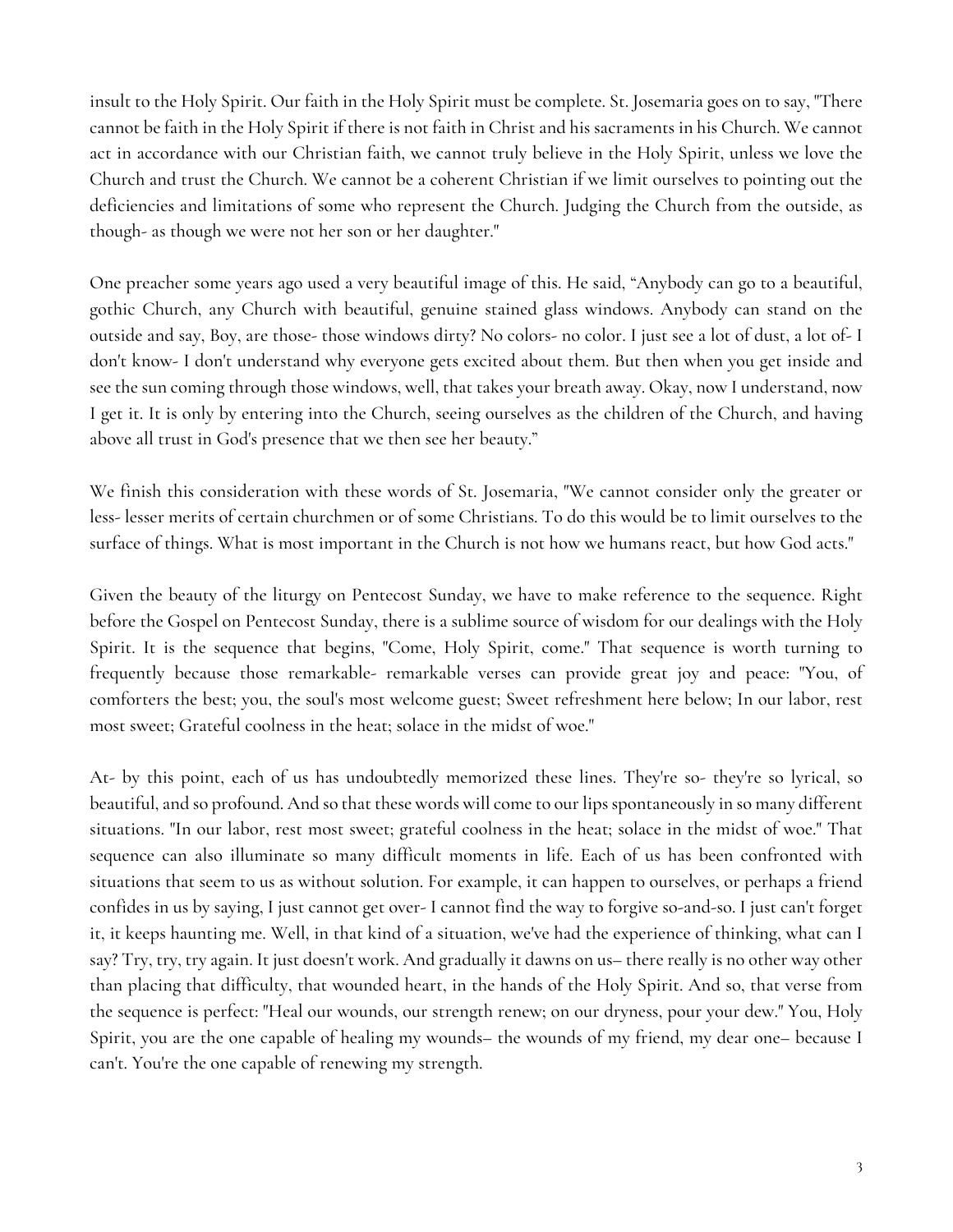insult to the Holy Spirit. Our faith in the Holy Spirit must be complete. St. Josemaria goes on to say, "There cannot be faith in the Holy Spirit if there is not faith in Christ and his sacraments in his Church. We cannot act in accordance with our Christian faith, we cannot truly believe in the Holy Spirit, unless we love the Church and trust the Church. We cannot be a coherent Christian if we limit ourselves to pointing out the deficiencies and limitations of some who represent the Church. Judging the Church from the outside, as though- as though we were not her son or her daughter."

One preacher some years ago used a very beautiful image of this. He said, "Anybody can go to a beautiful, gothic Church, any Church with beautiful, genuine stained glass windows. Anybody can stand on the outside and say, Boy, are those- those windows dirty? No colors- no color. I just see a lot of dust, a lot of- I don't know- I don't understand why everyone gets excited about them. But then when you get inside and see the sun coming through those windows, well, that takes your breath away. Okay, now I understand, now I get it. It is only by entering into the Church, seeing ourselves as the children of the Church, and having above all trust in God's presence that we then see her beauty."

We finish this consideration with these words of St. Josemaria, "We cannot consider only the greater or less- lesser merits of certain churchmen or of some Christians. To do this would be to limit ourselves to the surface of things. What is most important in the Church is not how we humans react, but how God acts."

Given the beauty of the liturgy on Pentecost Sunday, we have to make reference to the sequence. Right before the Gospel on Pentecost Sunday, there is a sublime source of wisdom for our dealings with the Holy Spirit. It is the sequence that begins, "Come, Holy Spirit, come." That sequence is worth turning to frequently because those remarkable- remarkable verses can provide great joy and peace: "You, of comforters the best; you, the soul's most welcome guest; Sweet refreshment here below; In our labor, rest most sweet; Grateful coolness in the heat; solace in the midst of woe."

At- by this point, each of us has undoubtedly memorized these lines. They're so- they're so lyrical, so beautiful, and so profound. And so that these words will come to our lips spontaneously in so many different situations. "In our labor, rest most sweet; grateful coolness in the heat; solace in the midst of woe." That sequence can also illuminate so many difficult moments in life. Each of us has been confronted with situations that seem to us as without solution. For example, it can happen to ourselves, or perhaps a friend confides in us by saying, I just cannot get over- I cannot find the way to forgive so-and-so. I just can't forget it, it keeps haunting me. Well, in that kind of a situation, we've had the experience of thinking, what can I say? Try, try, try again. It just doesn't work. And gradually it dawns on us– there really is no other way other than placing that difficulty, that wounded heart, in the hands of the Holy Spirit. And so, that verse from the sequence is perfect: "Heal our wounds, our strength renew; on our dryness, pour your dew." You, Holy Spirit, you are the one capable of healing my wounds– the wounds of my friend, my dear one– because I can't. You're the one capable of renewing my strength.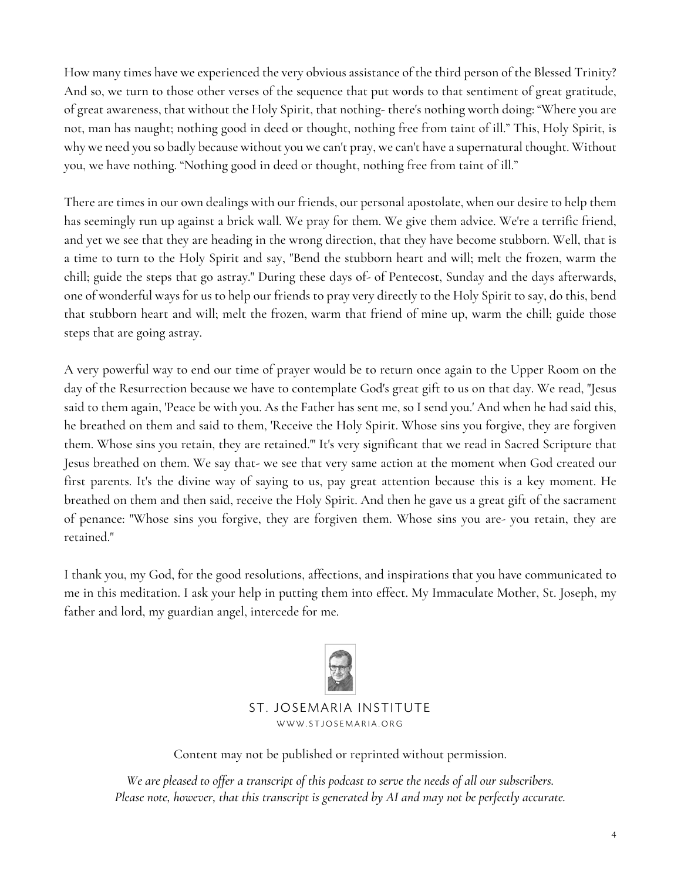How many times have we experienced the very obvious assistance of the third person of the Blessed Trinity? And so, we turn to those other verses of the sequence that put words to that sentiment of great gratitude, of great awareness, that without the Holy Spirit, that nothing- there's nothing worth doing: "Where you are not, man has naught; nothing good in deed or thought, nothing free from taint of ill." This, Holy Spirit, is why we need you so badly because without you we can't pray, we can't have a supernatural thought. Without you, we have nothing. "Nothing good in deed or thought, nothing free from taint of ill."

There are times in our own dealings with our friends, our personal apostolate, when our desire to help them has seemingly run up against a brick wall. We pray for them. We give them advice. We're a terrific friend, and yet we see that they are heading in the wrong direction, that they have become stubborn. Well, that is a time to turn to the Holy Spirit and say, "Bend the stubborn heart and will; melt the frozen, warm the chill; guide the steps that go astray." During these days of- of Pentecost, Sunday and the days afterwards, one of wonderful ways for us to help our friends to pray very directly to the Holy Spirit to say, do this, bend that stubborn heart and will; melt the frozen, warm that friend of mine up, warm the chill; guide those steps that are going astray.

A very powerful way to end our time of prayer would be to return once again to the Upper Room on the day of the Resurrection because we have to contemplate God's great gift to us on that day. We read, "Jesus said to them again, 'Peace be with you. As the Father has sent me, so I send you.' And when he had said this, he breathed on them and said to them, 'Receive the Holy Spirit. Whose sins you forgive, they are forgiven them. Whose sins you retain, they are retained.'" It's very significant that we read in Sacred Scripture that Jesus breathed on them. We say that- we see that very same action at the moment when God created our first parents. It's the divine way of saying to us, pay great attention because this is a key moment. He breathed on them and then said, receive the Holy Spirit. And then he gave us a great gift of the sacrament of penance: "Whose sins you forgive, they are forgiven them. Whose sins you are- you retain, they are retained."

I thank you, my God, for the good resolutions, affections, and inspirations that you have communicated to me in this meditation. I ask your help in putting them into effect. My Immaculate Mother, St. Joseph, my father and lord, my guardian angel, intercede for me.

ST. JOSEMARIA INSTITUTE
WWW.STJOSEMARIA.ORG

Content may not be published or reprinted without permission.

*We are pleased to offer a transcript of this podcast to serve the needs of all our subscribers. Please note, however, that this transcript is generated by AI and may not be perfectly accurate.*